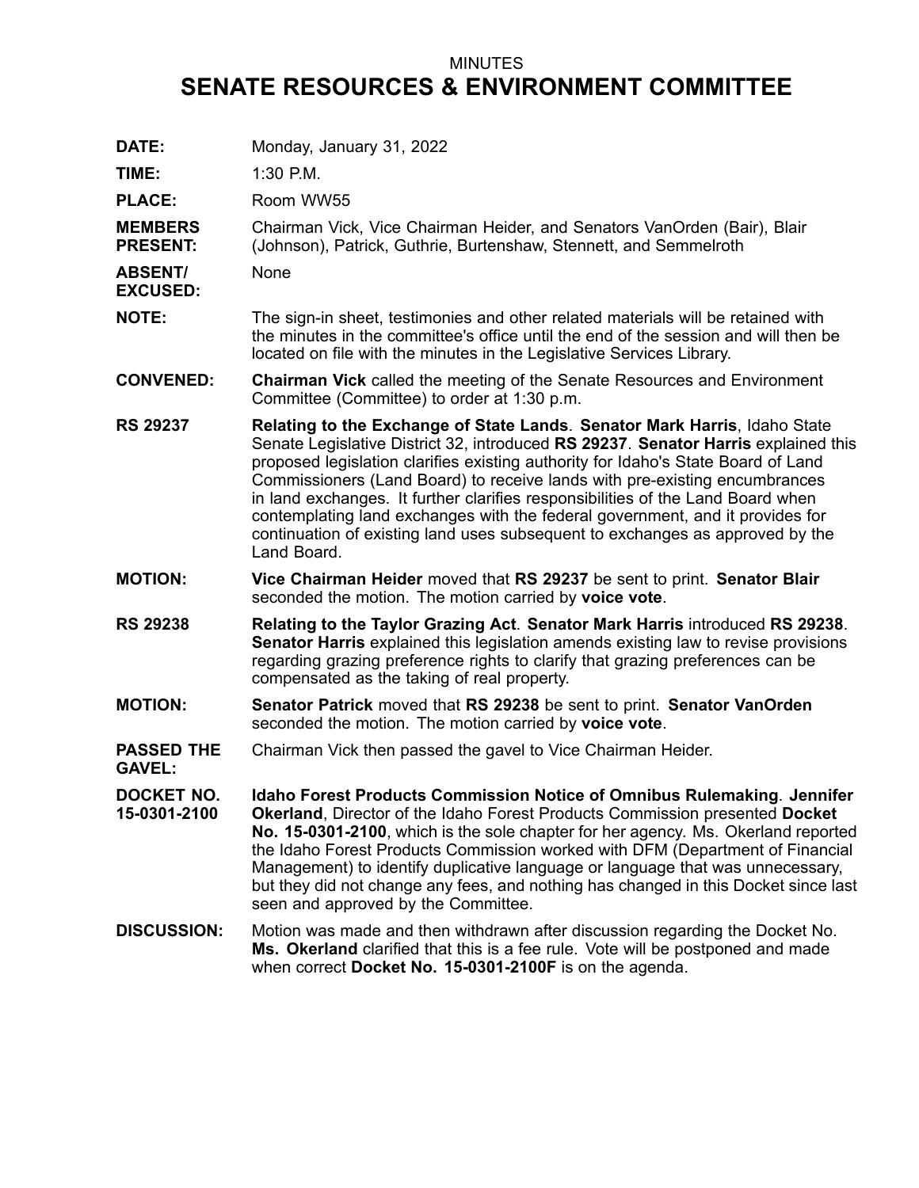MINUTES

# SENATE RESOURCES & ENVIRONMENT COMMITTEE

**DATE:** Monday, January 31, 2022

**TIME:** 1:30 P.M.

**PLACE:** Room WW55

**MEMBERS PRESENT:** Chairman Vick, Vice Chairman Heider, and Senators VanOrden (Bair), Blair (Johnson), Patrick, Guthrie, Burtenshaw, Stennett, and Semmelroth

**ABSENT/ EXCUSED:** None

**NOTE:** The sign-in sheet, testimonies and other related materials will be retained with the minutes in the committee's office until the end of the session and will then be located on file with the minutes in the Legislative Services Library.

**CONVENED:** **Chairman Vick** called the meeting of the Senate Resources and Environment Committee (Committee) to order at 1:30 p.m.

**RS 29237** **Relating to the Exchange of State Lands**. **Senator Mark Harris**, Idaho State Senate Legislative District 32, introduced **RS 29237**. **Senator Harris** explained this proposed legislation clarifies existing authority for Idaho's State Board of Land Commissioners (Land Board) to receive lands with pre-existing encumbrances in land exchanges. It further clarifies responsibilities of the Land Board when contemplating land exchanges with the federal government, and it provides for continuation of existing land uses subsequent to exchanges as approved by the Land Board.

**MOTION:** **Vice Chairman Heider** moved that **RS 29237** be sent to print. **Senator Blair** seconded the motion. The motion carried by **voice vote**.

**RS 29238** **Relating to the Taylor Grazing Act**. **Senator Mark Harris** introduced **RS 29238**. **Senator Harris** explained this legislation amends existing law to revise provisions regarding grazing preference rights to clarify that grazing preferences can be compensated as the taking of real property.

**MOTION:** **Senator Patrick** moved that **RS 29238** be sent to print. **Senator VanOrden** seconded the motion. The motion carried by **voice vote**.

**PASSED THE GAVEL:** Chairman Vick then passed the gavel to Vice Chairman Heider.

**DOCKET NO. 15-0301-2100** **Idaho Forest Products Commission Notice of Omnibus Rulemaking**. **Jennifer Okerland**, Director of the Idaho Forest Products Commission presented **Docket No. 15-0301-2100**, which is the sole chapter for her agency. Ms. Okerland reported the Idaho Forest Products Commission worked with DFM (Department of Financial Management) to identify duplicative language or language that was unnecessary, but they did not change any fees, and nothing has changed in this Docket since last seen and approved by the Committee.

**DISCUSSION:** Motion was made and then withdrawn after discussion regarding the Docket No. **Ms. Okerland** clarified that this is a fee rule. Vote will be postponed and made when correct **Docket No. 15-0301-2100F** is on the agenda.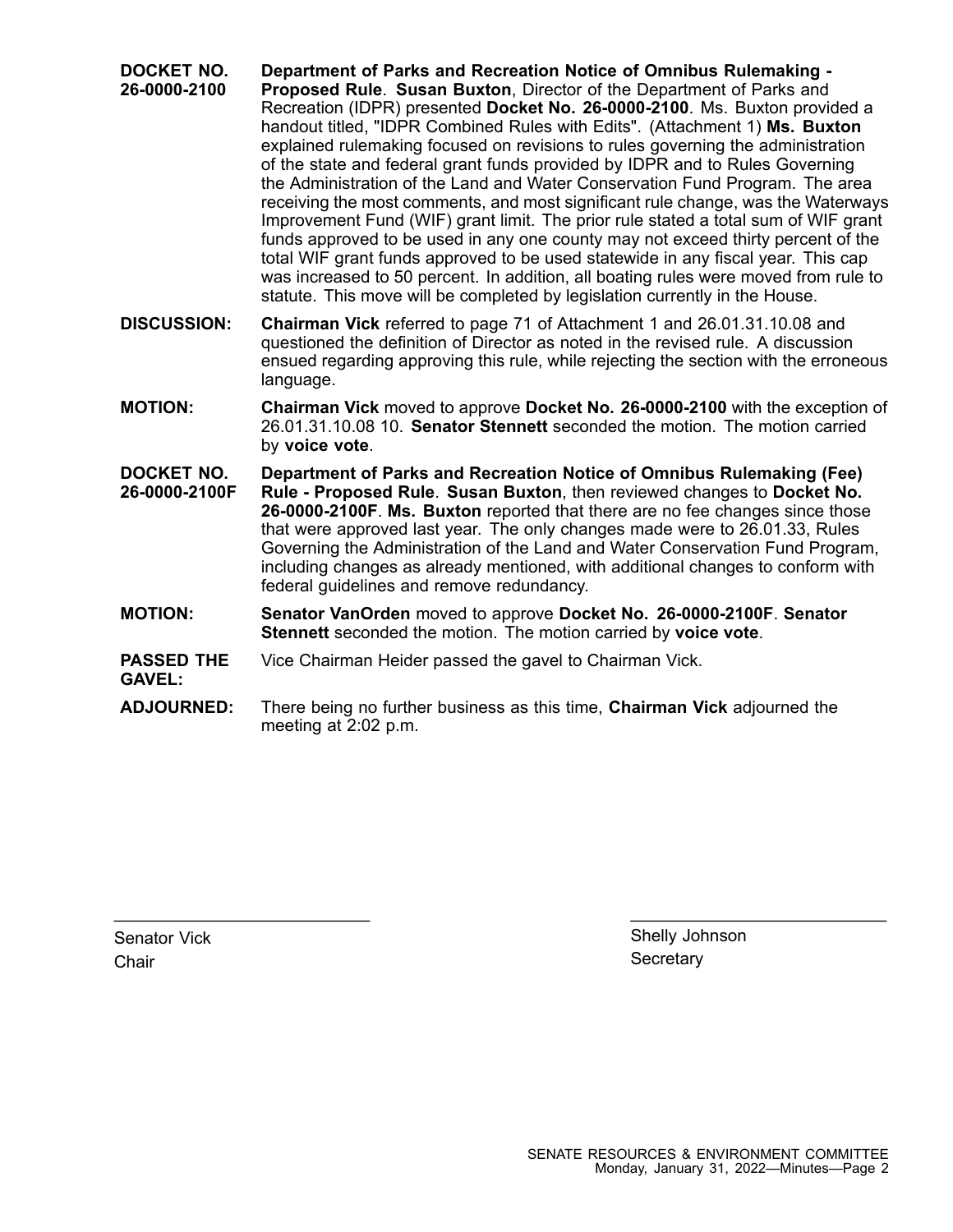**DOCKET NO. 26-0000-2100** **Department of Parks and Recreation Notice of Omnibus Rulemaking - Proposed Rule**. **Susan Buxton**, Director of the Department of Parks and Recreation (IDPR) presented **Docket No. 26-0000-2100**. Ms. Buxton provided a handout titled, "IDPR Combined Rules with Edits". (Attachment 1) **Ms. Buxton** explained rulemaking focused on revisions to rules governing the administration of the state and federal grant funds provided by IDPR and to Rules Governing the Administration of the Land and Water Conservation Fund Program. The area receiving the most comments, and most significant rule change, was the Waterways Improvement Fund (WIF) grant limit. The prior rule stated a total sum of WIF grant funds approved to be used in any one county may not exceed thirty percent of the total WIF grant funds approved to be used statewide in any fiscal year. This cap was increased to 50 percent. In addition, all boating rules were moved from rule to statute. This move will be completed by legislation currently in the House.

**DISCUSSION:** **Chairman Vick** referred to page 71 of Attachment 1 and 26.01.31.10.08 and questioned the definition of Director as noted in the revised rule. A discussion ensued regarding approving this rule, while rejecting the section with the erroneous language.

**MOTION:** **Chairman Vick** moved to approve **Docket No. 26-0000-2100** with the exception of 26.01.31.10.08 10. **Senator Stennett** seconded the motion. The motion carried by **voice vote**.

**DOCKET NO. 26-0000-2100F** **Department of Parks and Recreation Notice of Omnibus Rulemaking (Fee) Rule - Proposed Rule**. **Susan Buxton**, then reviewed changes to **Docket No. 26-0000-2100F**. **Ms. Buxton** reported that there are no fee changes since those that were approved last year. The only changes made were to 26.01.33, Rules Governing the Administration of the Land and Water Conservation Fund Program, including changes as already mentioned, with additional changes to conform with federal guidelines and remove redundancy.

**MOTION:** **Senator VanOrden** moved to approve **Docket No. 26-0000-2100F**. **Senator Stennett** seconded the motion. The motion carried by **voice vote**.

**PASSED THE GAVEL:** Vice Chairman Heider passed the gavel to Chairman Vick.

**ADJOURNED:** There being no further business as this time, **Chairman Vick** adjourned the meeting at 2:02 p.m.

___________________________
Senator Vick
Chair

___________________________
Shelly Johnson
Secretary